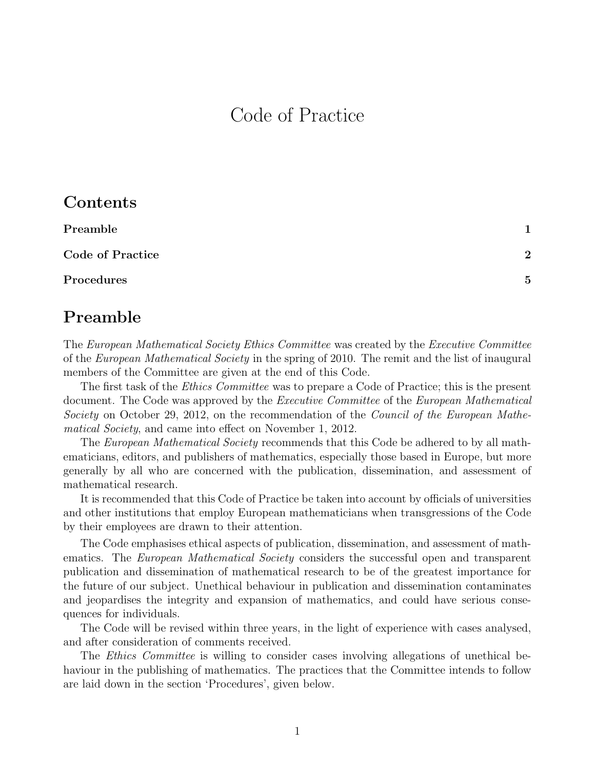# Code of Practice

## Contents

**Preamble** **1**

**Code of Practice** **2**

**Procedures** **5**

## Preamble

The *European Mathematical Society Ethics Committee* was created by the *Executive Committee* of the *European Mathematical Society* in the spring of 2010. The remit and the list of inaugural members of the Committee are given at the end of this Code.

The first task of the *Ethics Committee* was to prepare a Code of Practice; this is the present document. The Code was approved by the *Executive Committee* of the *European Mathematical Society* on October 29, 2012, on the recommendation of the *Council of the European Mathematical Society*, and came into effect on November 1, 2012.

The *European Mathematical Society* recommends that this Code be adhered to by all mathematicians, editors, and publishers of mathematics, especially those based in Europe, but more generally by all who are concerned with the publication, dissemination, and assessment of mathematical research.

It is recommended that this Code of Practice be taken into account by officials of universities and other institutions that employ European mathematicians when transgressions of the Code by their employees are drawn to their attention.

The Code emphasises ethical aspects of publication, dissemination, and assessment of mathematics. The *European Mathematical Society* considers the successful open and transparent publication and dissemination of mathematical research to be of the greatest importance for the future of our subject. Unethical behaviour in publication and dissemination contaminates and jeopardises the integrity and expansion of mathematics, and could have serious consequences for individuals.

The Code will be revised within three years, in the light of experience with cases analysed, and after consideration of comments received.

The *Ethics Committee* is willing to consider cases involving allegations of unethical behaviour in the publishing of mathematics. The practices that the Committee intends to follow are laid down in the section 'Procedures', given below.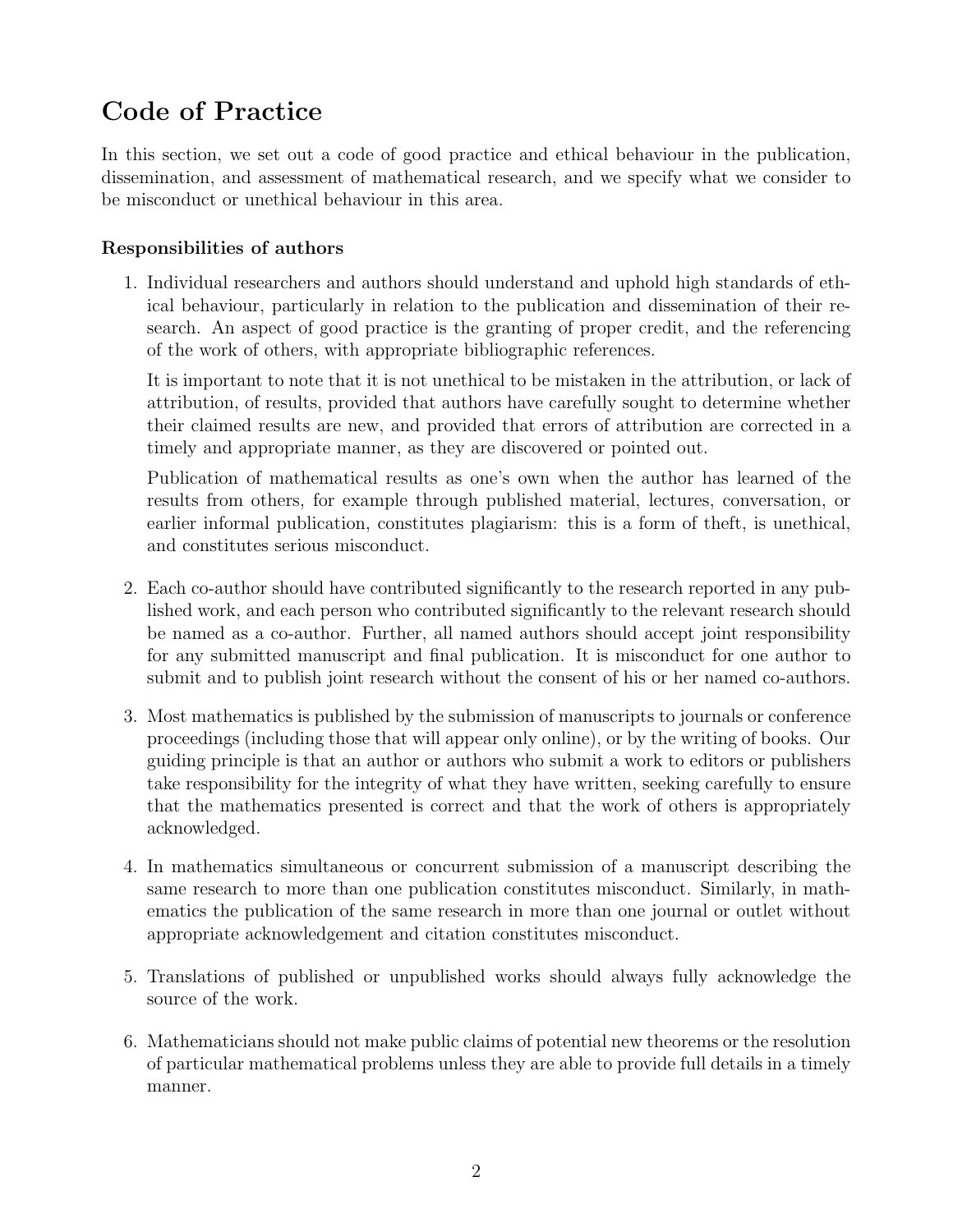# Code of Practice

In this section, we set out a code of good practice and ethical behaviour in the publication, dissemination, and assessment of mathematical research, and we specify what we consider to be misconduct or unethical behaviour in this area.

### Responsibilities of authors

1. Individual researchers and authors should understand and uphold high standards of ethical behaviour, particularly in relation to the publication and dissemination of their research. An aspect of good practice is the granting of proper credit, and the referencing of the work of others, with appropriate bibliographic references.

   It is important to note that it is not unethical to be mistaken in the attribution, or lack of attribution, of results, provided that authors have carefully sought to determine whether their claimed results are new, and provided that errors of attribution are corrected in a timely and appropriate manner, as they are discovered or pointed out.

   Publication of mathematical results as one's own when the author has learned of the results from others, for example through published material, lectures, conversation, or earlier informal publication, constitutes plagiarism: this is a form of theft, is unethical, and constitutes serious misconduct.

2. Each co-author should have contributed significantly to the research reported in any published work, and each person who contributed significantly to the relevant research should be named as a co-author. Further, all named authors should accept joint responsibility for any submitted manuscript and final publication. It is misconduct for one author to submit and to publish joint research without the consent of his or her named co-authors.

3. Most mathematics is published by the submission of manuscripts to journals or conference proceedings (including those that will appear only online), or by the writing of books. Our guiding principle is that an author or authors who submit a work to editors or publishers take responsibility for the integrity of what they have written, seeking carefully to ensure that the mathematics presented is correct and that the work of others is appropriately acknowledged.

4. In mathematics simultaneous or concurrent submission of a manuscript describing the same research to more than one publication constitutes misconduct. Similarly, in mathematics the publication of the same research in more than one journal or outlet without appropriate acknowledgement and citation constitutes misconduct.

5. Translations of published or unpublished works should always fully acknowledge the source of the work.

6. Mathematicians should not make public claims of potential new theorems or the resolution of particular mathematical problems unless they are able to provide full details in a timely manner.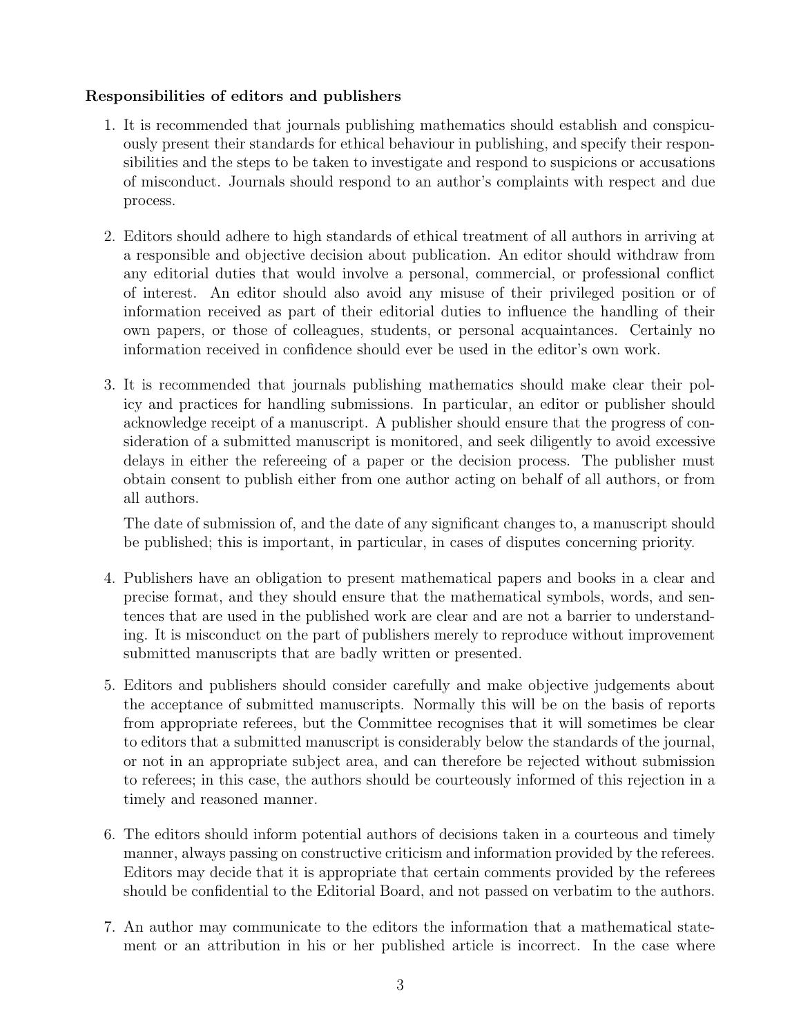**Responsibilities of editors and publishers**

1. It is recommended that journals publishing mathematics should establish and conspicuously present their standards for ethical behaviour in publishing, and specify their responsibilities and the steps to be taken to investigate and respond to suspicions or accusations of misconduct. Journals should respond to an author's complaints with respect and due process.

2. Editors should adhere to high standards of ethical treatment of all authors in arriving at a responsible and objective decision about publication. An editor should withdraw from any editorial duties that would involve a personal, commercial, or professional conflict of interest. An editor should also avoid any misuse of their privileged position or of information received as part of their editorial duties to influence the handling of their own papers, or those of colleagues, students, or personal acquaintances. Certainly no information received in confidence should ever be used in the editor's own work.

3. It is recommended that journals publishing mathematics should make clear their policy and practices for handling submissions. In particular, an editor or publisher should acknowledge receipt of a manuscript. A publisher should ensure that the progress of consideration of a submitted manuscript is monitored, and seek diligently to avoid excessive delays in either the refereeing of a paper or the decision process. The publisher must obtain consent to publish either from one author acting on behalf of all authors, or from all authors.

   The date of submission of, and the date of any significant changes to, a manuscript should be published; this is important, in particular, in cases of disputes concerning priority.

4. Publishers have an obligation to present mathematical papers and books in a clear and precise format, and they should ensure that the mathematical symbols, words, and sentences that are used in the published work are clear and are not a barrier to understanding. It is misconduct on the part of publishers merely to reproduce without improvement submitted manuscripts that are badly written or presented.

5. Editors and publishers should consider carefully and make objective judgements about the acceptance of submitted manuscripts. Normally this will be on the basis of reports from appropriate referees, but the Committee recognises that it will sometimes be clear to editors that a submitted manuscript is considerably below the standards of the journal, or not in an appropriate subject area, and can therefore be rejected without submission to referees; in this case, the authors should be courteously informed of this rejection in a timely and reasoned manner.

6. The editors should inform potential authors of decisions taken in a courteous and timely manner, always passing on constructive criticism and information provided by the referees. Editors may decide that it is appropriate that certain comments provided by the referees should be confidential to the Editorial Board, and not passed on verbatim to the authors.

7. An author may communicate to the editors the information that a mathematical statement or an attribution in his or her published article is incorrect. In the case where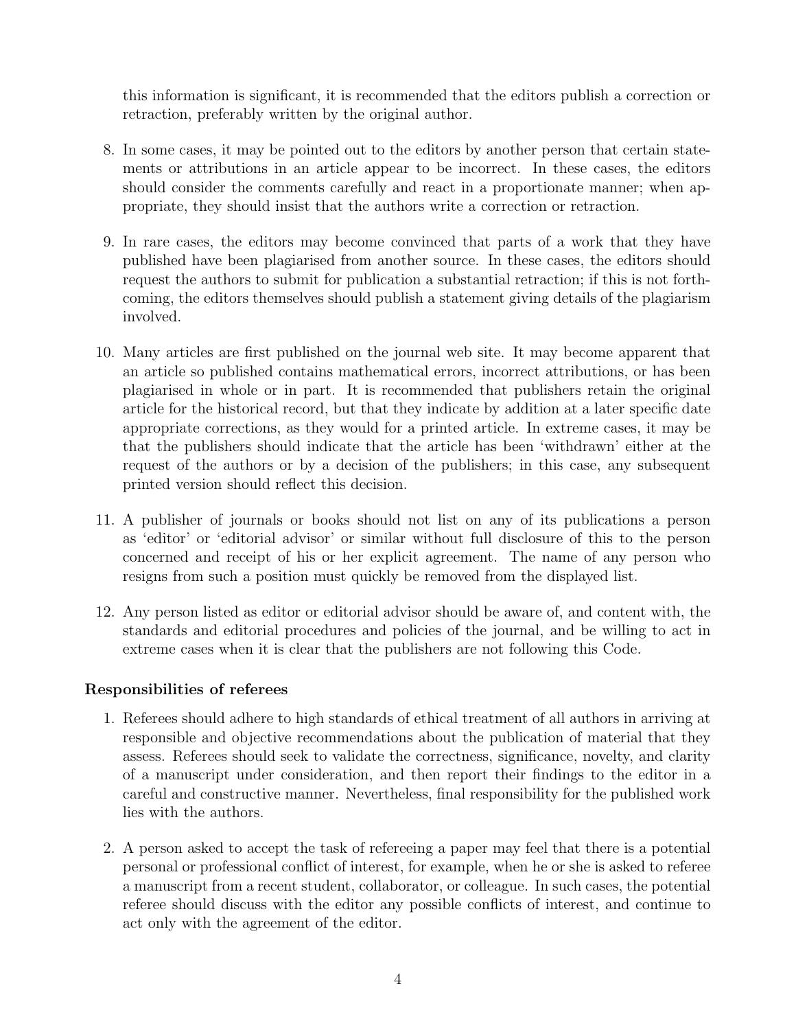this information is significant, it is recommended that the editors publish a correction or retraction, preferably written by the original author.

8. In some cases, it may be pointed out to the editors by another person that certain statements or attributions in an article appear to be incorrect. In these cases, the editors should consider the comments carefully and react in a proportionate manner; when appropriate, they should insist that the authors write a correction or retraction.

9. In rare cases, the editors may become convinced that parts of a work that they have published have been plagiarised from another source. In these cases, the editors should request the authors to submit for publication a substantial retraction; if this is not forthcoming, the editors themselves should publish a statement giving details of the plagiarism involved.

10. Many articles are first published on the journal web site. It may become apparent that an article so published contains mathematical errors, incorrect attributions, or has been plagiarised in whole or in part. It is recommended that publishers retain the original article for the historical record, but that they indicate by addition at a later specific date appropriate corrections, as they would for a printed article. In extreme cases, it may be that the publishers should indicate that the article has been 'withdrawn' either at the request of the authors or by a decision of the publishers; in this case, any subsequent printed version should reflect this decision.

11. A publisher of journals or books should not list on any of its publications a person as 'editor' or 'editorial advisor' or similar without full disclosure of this to the person concerned and receipt of his or her explicit agreement. The name of any person who resigns from such a position must quickly be removed from the displayed list.

12. Any person listed as editor or editorial advisor should be aware of, and content with, the standards and editorial procedures and policies of the journal, and be willing to act in extreme cases when it is clear that the publishers are not following this Code.

**Responsibilities of referees**

1. Referees should adhere to high standards of ethical treatment of all authors in arriving at responsible and objective recommendations about the publication of material that they assess. Referees should seek to validate the correctness, significance, novelty, and clarity of a manuscript under consideration, and then report their findings to the editor in a careful and constructive manner. Nevertheless, final responsibility for the published work lies with the authors.

2. A person asked to accept the task of refereeing a paper may feel that there is a potential personal or professional conflict of interest, for example, when he or she is asked to referee a manuscript from a recent student, collaborator, or colleague. In such cases, the potential referee should discuss with the editor any possible conflicts of interest, and continue to act only with the agreement of the editor.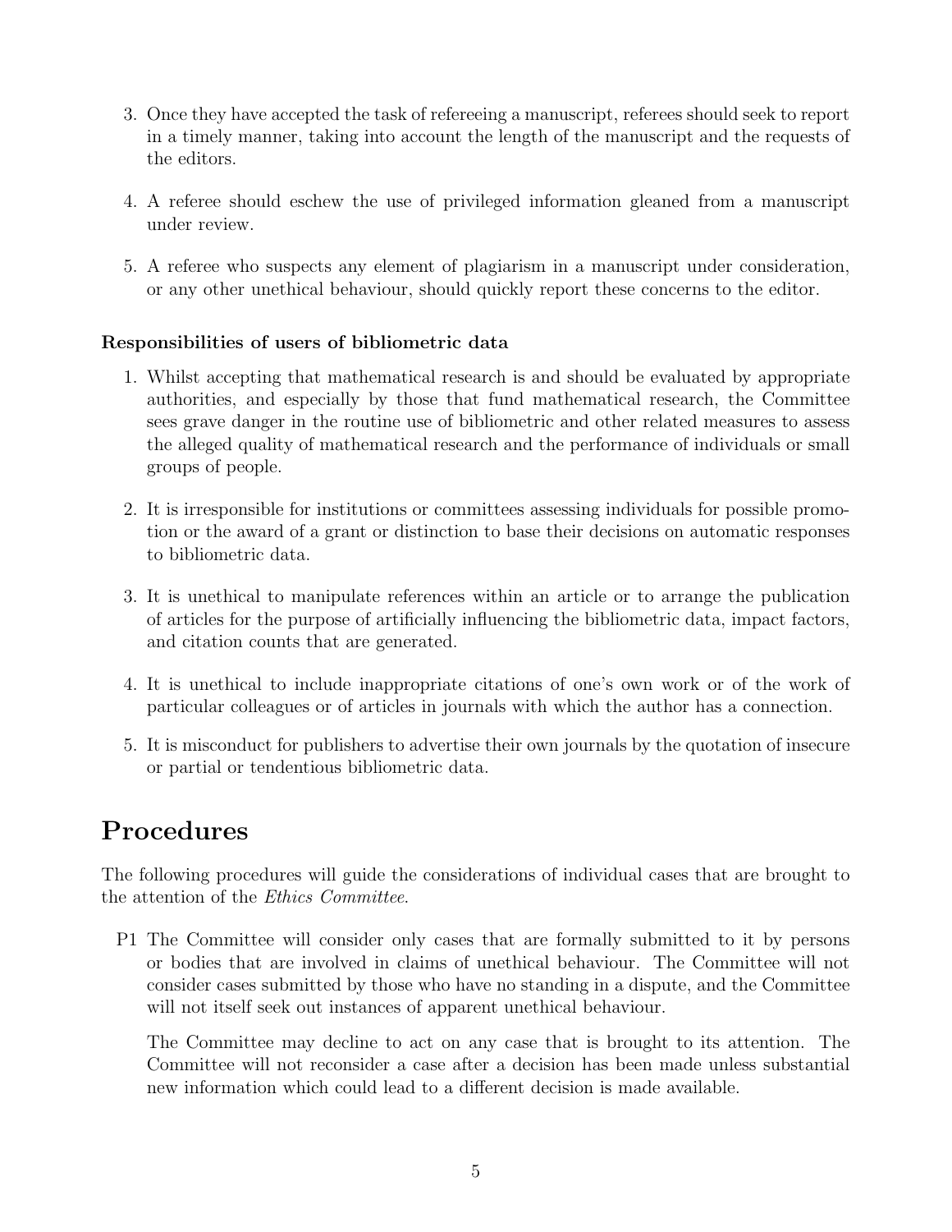3. Once they have accepted the task of refereeing a manuscript, referees should seek to report in a timely manner, taking into account the length of the manuscript and the requests of the editors.

4. A referee should eschew the use of privileged information gleaned from a manuscript under review.

5. A referee who suspects any element of plagiarism in a manuscript under consideration, or any other unethical behaviour, should quickly report these concerns to the editor.

**Responsibilities of users of bibliometric data**

1. Whilst accepting that mathematical research is and should be evaluated by appropriate authorities, and especially by those that fund mathematical research, the Committee sees grave danger in the routine use of bibliometric and other related measures to assess the alleged quality of mathematical research and the performance of individuals or small groups of people.

2. It is irresponsible for institutions or committees assessing individuals for possible promotion or the award of a grant or distinction to base their decisions on automatic responses to bibliometric data.

3. It is unethical to manipulate references within an article or to arrange the publication of articles for the purpose of artificially influencing the bibliometric data, impact factors, and citation counts that are generated.

4. It is unethical to include inappropriate citations of one's own work or of the work of particular colleagues or of articles in journals with which the author has a connection.

5. It is misconduct for publishers to advertise their own journals by the quotation of insecure or partial or tendentious bibliometric data.

# Procedures

The following procedures will guide the considerations of individual cases that are brought to the attention of the *Ethics Committee*.

P1 The Committee will consider only cases that are formally submitted to it by persons or bodies that are involved in claims of unethical behaviour. The Committee will not consider cases submitted by those who have no standing in a dispute, and the Committee will not itself seek out instances of apparent unethical behaviour.

The Committee may decline to act on any case that is brought to its attention. The Committee will not reconsider a case after a decision has been made unless substantial new information which could lead to a different decision is made available.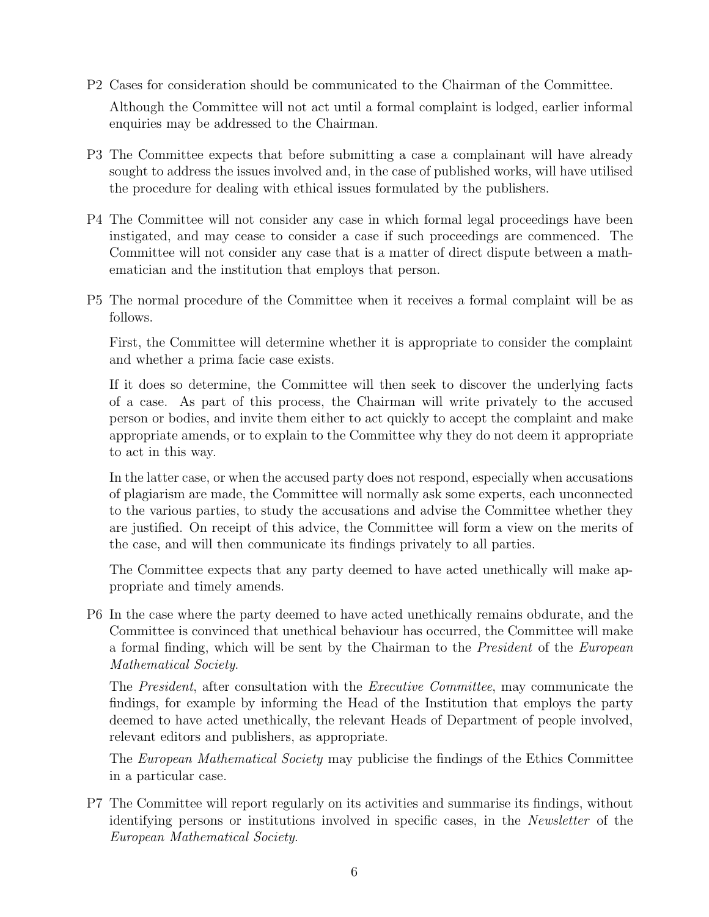P2 Cases for consideration should be communicated to the Chairman of the Committee.

Although the Committee will not act until a formal complaint is lodged, earlier informal enquiries may be addressed to the Chairman.

P3 The Committee expects that before submitting a case a complainant will have already sought to address the issues involved and, in the case of published works, will have utilised the procedure for dealing with ethical issues formulated by the publishers.

P4 The Committee will not consider any case in which formal legal proceedings have been instigated, and may cease to consider a case if such proceedings are commenced. The Committee will not consider any case that is a matter of direct dispute between a mathematician and the institution that employs that person.

P5 The normal procedure of the Committee when it receives a formal complaint will be as follows.

First, the Committee will determine whether it is appropriate to consider the complaint and whether a prima facie case exists.

If it does so determine, the Committee will then seek to discover the underlying facts of a case. As part of this process, the Chairman will write privately to the accused person or bodies, and invite them either to act quickly to accept the complaint and make appropriate amends, or to explain to the Committee why they do not deem it appropriate to act in this way.

In the latter case, or when the accused party does not respond, especially when accusations of plagiarism are made, the Committee will normally ask some experts, each unconnected to the various parties, to study the accusations and advise the Committee whether they are justified. On receipt of this advice, the Committee will form a view on the merits of the case, and will then communicate its findings privately to all parties.

The Committee expects that any party deemed to have acted unethically will make appropriate and timely amends.

P6 In the case where the party deemed to have acted unethically remains obdurate, and the Committee is convinced that unethical behaviour has occurred, the Committee will make a formal finding, which will be sent by the Chairman to the *President* of the *European Mathematical Society*.

The *President*, after consultation with the *Executive Committee*, may communicate the findings, for example by informing the Head of the Institution that employs the party deemed to have acted unethically, the relevant Heads of Department of people involved, relevant editors and publishers, as appropriate.

The *European Mathematical Society* may publicise the findings of the Ethics Committee in a particular case.

P7 The Committee will report regularly on its activities and summarise its findings, without identifying persons or institutions involved in specific cases, in the *Newsletter* of the *European Mathematical Society*.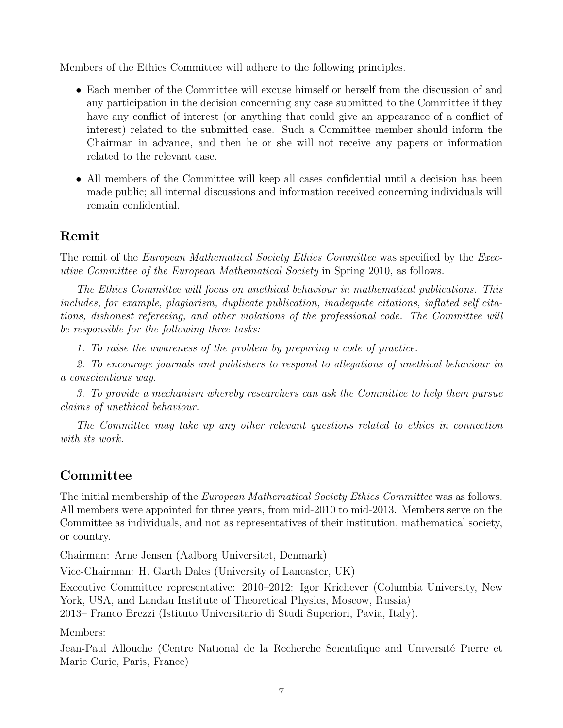Members of the Ethics Committee will adhere to the following principles.

- Each member of the Committee will excuse himself or herself from the discussion of and any participation in the decision concerning any case submitted to the Committee if they have any conflict of interest (or anything that could give an appearance of a conflict of interest) related to the submitted case. Such a Committee member should inform the Chairman in advance, and then he or she will not receive any papers or information related to the relevant case.

- All members of the Committee will keep all cases confidential until a decision has been made public; all internal discussions and information received concerning individuals will remain confidential.

## Remit

The remit of the *European Mathematical Society Ethics Committee* was specified by the *Executive Committee of the European Mathematical Society* in Spring 2010, as follows.

*The Ethics Committee will focus on unethical behaviour in mathematical publications. This includes, for example, plagiarism, duplicate publication, inadequate citations, inflated self citations, dishonest refereeing, and other violations of the professional code. The Committee will be responsible for the following three tasks:*

*1. To raise the awareness of the problem by preparing a code of practice.*

*2. To encourage journals and publishers to respond to allegations of unethical behaviour in a conscientious way.*

*3. To provide a mechanism whereby researchers can ask the Committee to help them pursue claims of unethical behaviour.*

*The Committee may take up any other relevant questions related to ethics in connection with its work.*

## Committee

The initial membership of the *European Mathematical Society Ethics Committee* was as follows. All members were appointed for three years, from mid-2010 to mid-2013. Members serve on the Committee as individuals, and not as representatives of their institution, mathematical society, or country.

Chairman: Arne Jensen (Aalborg Universitet, Denmark)

Vice-Chairman: H. Garth Dales (University of Lancaster, UK)

Executive Committee representative: 2010–2012: Igor Krichever (Columbia University, New York, USA, and Landau Institute of Theoretical Physics, Moscow, Russia)
2013– Franco Brezzi (Istituto Universitario di Studi Superiori, Pavia, Italy).

Members:

Jean-Paul Allouche (Centre National de la Recherche Scientifique and Université Pierre et Marie Curie, Paris, France)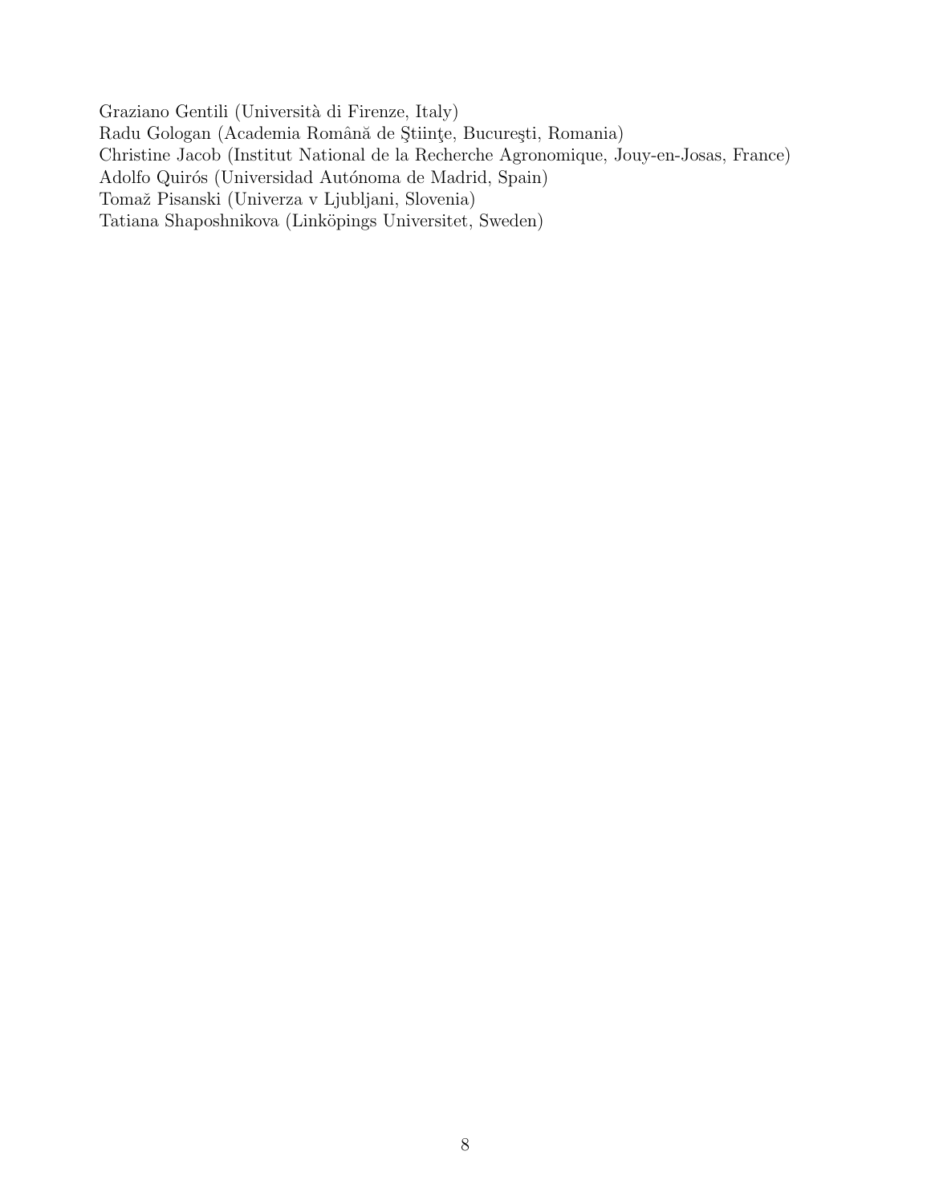Graziano Gentili (Università di Firenze, Italy)  
Radu Gologan (Academia Română de Ştiinţe, Bucureşti, Romania)  
Christine Jacob (Institut National de la Recherche Agronomique, Jouy-en-Josas, France)  
Adolfo Quirós (Universidad Autónoma de Madrid, Spain)  
Tomaž Pisanski (Univerza v Ljubljani, Slovenia)  
Tatiana Shaposhnikova (Linköpings Universitet, Sweden)